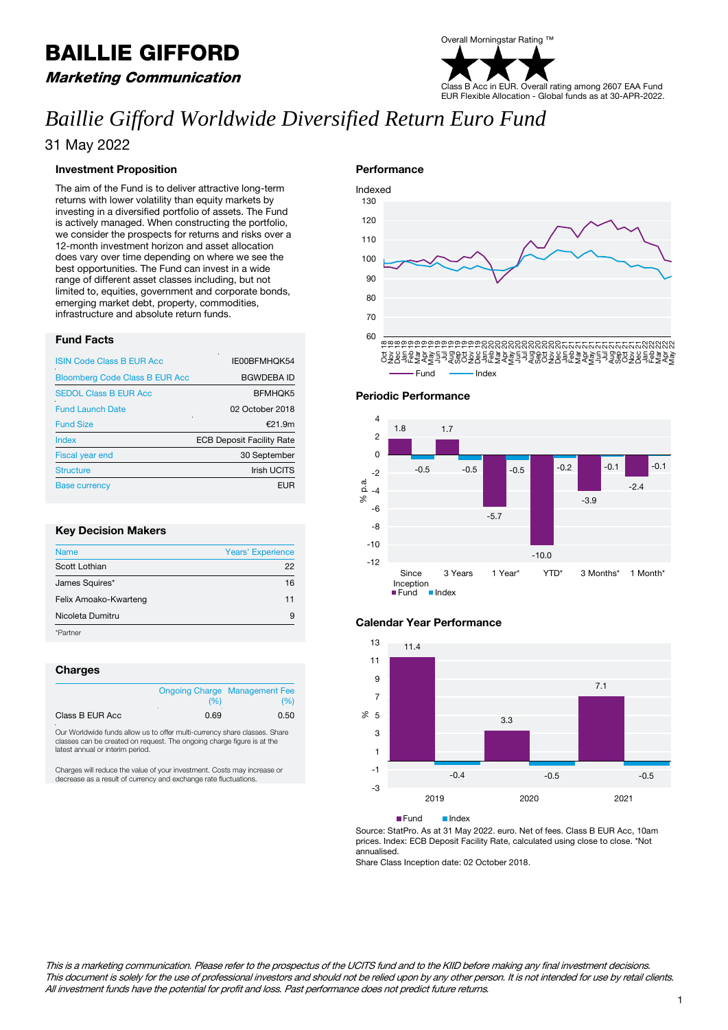# BAILLIE GIFFORD

***Marketing Communication***

Overall Morningstar Rating ™

★★★

Class B Acc in EUR. Overall rating among 2607 EAA Fund EUR Flexible Allocation - Global funds as at 30-APR-2022.

# *Baillie Gifford Worldwide Diversified Return Euro Fund*

31 May 2022

## Investment Proposition

The aim of the Fund is to deliver attractive long-term returns with lower volatility than equity markets by investing in a diversified portfolio of assets. The Fund is actively managed. When constructing the portfolio, we consider the prospects for returns and risks over a 12-month investment horizon and asset allocation does vary over time depending on where we see the best opportunities. The Fund can invest in a wide range of different asset classes including, but not limited to, equities, government and corporate bonds, emerging market debt, property, commodities, infrastructure and absolute return funds.

## Fund Facts

| | |
|---|---|
| ISIN Code Class B EUR Acc | IE00BFMHQK54 |
| Bloomberg Code Class B EUR Acc | BGWDEBA ID |
| SEDOL Class B EUR Acc | BFMHQK5 |
| Fund Launch Date | 02 October 2018 |
| Fund Size | €21.9m |
| Index | ECB Deposit Facility Rate |
| Fiscal year end | 30 September |
| Structure | Irish UCITS |
| Base currency | EUR |

## Key Decision Makers

| Name | Years' Experience |
|---|---|
| Scott Lothian | 22 |
| James Squires* | 16 |
| Felix Amoako-Kwarteng | 11 |
| Nicoleta Dumitru | 9 |

*Partner

## Charges

| | Ongoing Charge (%) | Management Fee (%) |
|---|---|---|
| Class B EUR Acc | 0.69 | 0.50 |

Our Worldwide funds allow us to offer multi-currency share classes. Share classes can be created on request. The ongoing charge figure is at the latest annual or interim period.

Charges will reduce the value of your investment. Costs may increase or decrease as a result of currency and exchange rate fluctuations.

## Performance

Indexed

Fund — Index

## Periodic Performance

| % p.a. | Since Inception | 3 Years | 1 Year* | YTD* | 3 Months* | 1 Month* |
|---|---|---|---|---|---|---|
| Fund | 1.8 | 1.7 | -5.7 | -10.0 | -3.9 | -2.4 |
| Index | -0.5 | -0.5 | -0.5 | -0.2 | -0.1 | -0.1 |

## Calendar Year Performance

| % | 2019 | 2020 | 2021 |
|---|---|---|---|
| Fund | 11.4 | 3.3 | 7.1 |
| Index | -0.4 | -0.5 | -0.5 |

Source: StatPro. As at 31 May 2022. euro. Net of fees. Class B EUR Acc, 10am prices. Index: ECB Deposit Facility Rate, calculated using close to close. *Not annualised.

Share Class Inception date: 02 October 2018.

*This is a marketing communication. Please refer to the prospectus of the UCITS fund and to the KIID before making any final investment decisions. This document is solely for the use of professional investors and should not be relied upon by any other person. It is not intended for use by retail clients. All investment funds have the potential for profit and loss. Past performance does not predict future returns.*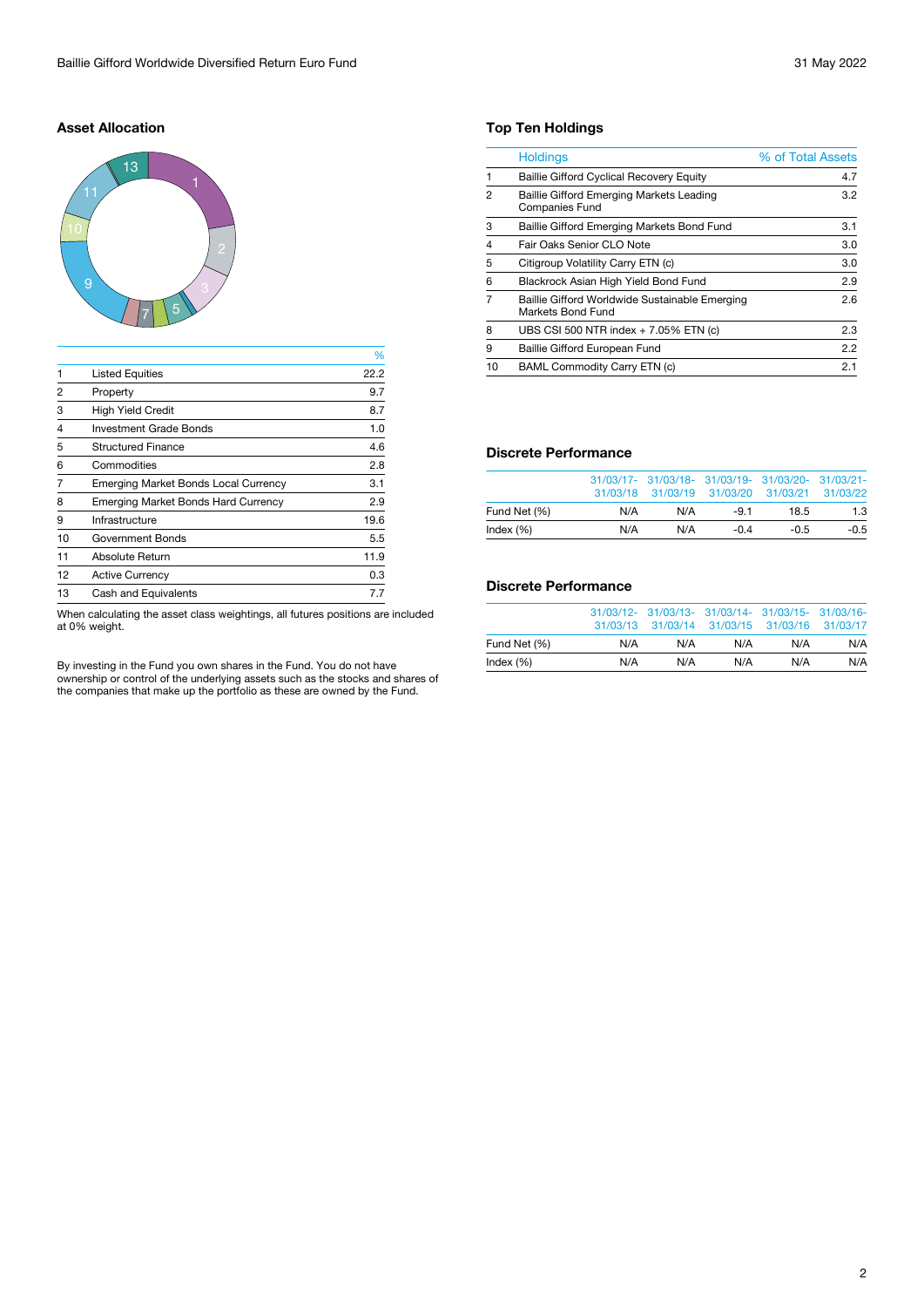## Asset Allocation

| | | % |
|---|---|---|
| 1 | Listed Equities | 22.2 |
| 2 | Property | 9.7 |
| 3 | High Yield Credit | 8.7 |
| 4 | Investment Grade Bonds | 1.0 |
| 5 | Structured Finance | 4.6 |
| 6 | Commodities | 2.8 |
| 7 | Emerging Market Bonds Local Currency | 3.1 |
| 8 | Emerging Market Bonds Hard Currency | 2.9 |
| 9 | Infrastructure | 19.6 |
| 10 | Government Bonds | 5.5 |
| 11 | Absolute Return | 11.9 |
| 12 | Active Currency | 0.3 |
| 13 | Cash and Equivalents | 7.7 |

When calculating the asset class weightings, all futures positions are included at 0% weight.

By investing in the Fund you own shares in the Fund. You do not have ownership or control of the underlying assets such as the stocks and shares of the companies that make up the portfolio as these are owned by the Fund.

## Top Ten Holdings

| | Holdings | % of Total Assets |
|---|---|---|
| 1 | Baillie Gifford Cyclical Recovery Equity | 4.7 |
| 2 | Baillie Gifford Emerging Markets Leading Companies Fund | 3.2 |
| 3 | Baillie Gifford Emerging Markets Bond Fund | 3.1 |
| 4 | Fair Oaks Senior CLO Note | 3.0 |
| 5 | Citigroup Volatility Carry ETN (c) | 3.0 |
| 6 | Blackrock Asian High Yield Bond Fund | 2.9 |
| 7 | Baillie Gifford Worldwide Sustainable Emerging Markets Bond Fund | 2.6 |
| 8 | UBS CSI 500 NTR index + 7.05% ETN (c) | 2.3 |
| 9 | Baillie Gifford European Fund | 2.2 |
| 10 | BAML Commodity Carry ETN (c) | 2.1 |

## Discrete Performance

| | 31/03/17-31/03/18 | 31/03/18-31/03/19 | 31/03/19-31/03/20 | 31/03/20-31/03/21 | 31/03/21-31/03/22 |
|---|---|---|---|---|---|
| Fund Net (%) | N/A | N/A | -9.1 | 18.5 | 1.3 |
| Index (%) | N/A | N/A | -0.4 | -0.5 | -0.5 |

## Discrete Performance

| | 31/03/12-31/03/13 | 31/03/13-31/03/14 | 31/03/14-31/03/15 | 31/03/15-31/03/16 | 31/03/16-31/03/17 |
|---|---|---|---|---|---|
| Fund Net (%) | N/A | N/A | N/A | N/A | N/A |
| Index (%) | N/A | N/A | N/A | N/A | N/A |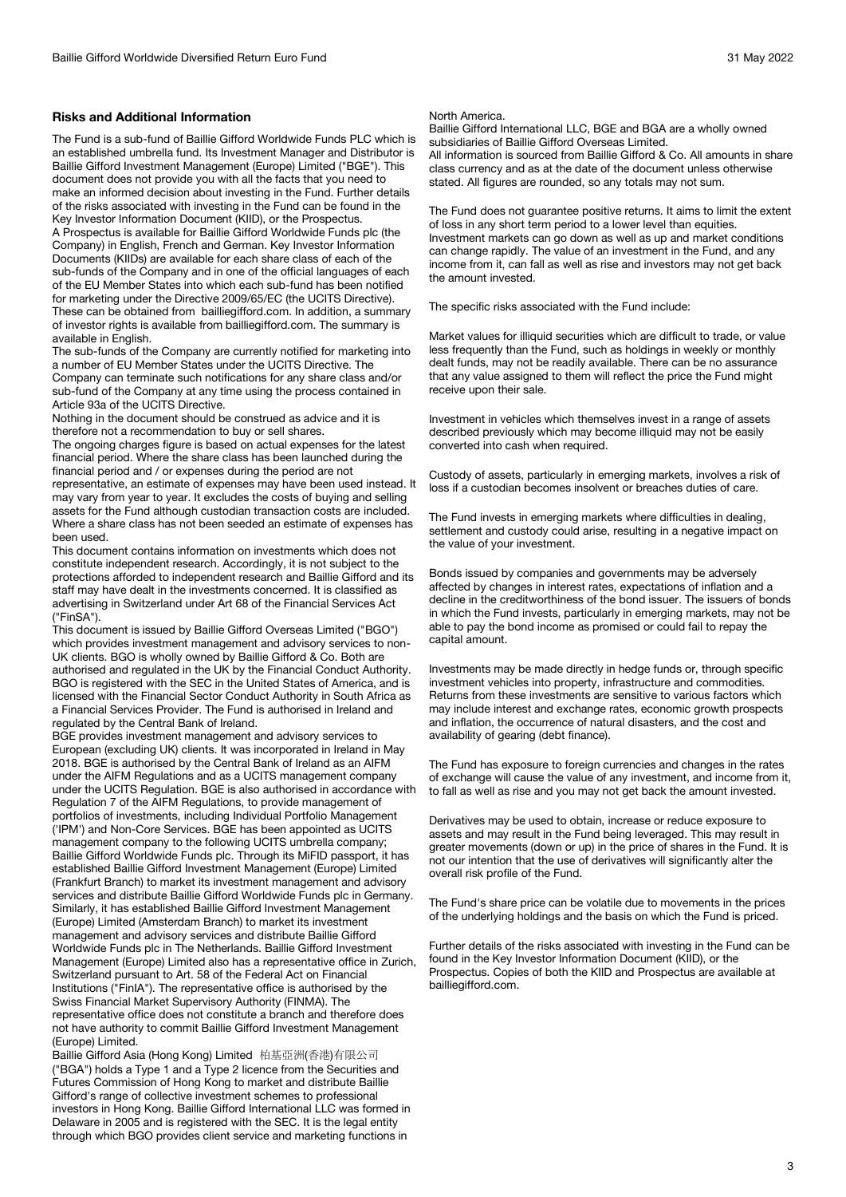## Risks and Additional Information

The Fund is a sub-fund of Baillie Gifford Worldwide Funds PLC which is an established umbrella fund. Its Investment Manager and Distributor is Baillie Gifford Investment Management (Europe) Limited ("BGE"). This document does not provide you with all the facts that you need to make an informed decision about investing in the Fund. Further details of the risks associated with investing in the Fund can be found in the Key Investor Information Document (KIID), or the Prospectus.

A Prospectus is available for Baillie Gifford Worldwide Funds plc (the Company) in English, French and German. Key Investor Information Documents (KIIDs) are available for each share class of each of the sub-funds of the Company and in one of the official languages of each of the EU Member States into which each sub-fund has been notified for marketing under the Directive 2009/65/EC (the UCITS Directive). These can be obtained from bailliegifford.com. In addition, a summary of investor rights is available from bailliegifford.com. The summary is available in English.

The sub-funds of the Company are currently notified for marketing into a number of EU Member States under the UCITS Directive. The Company can terminate such notifications for any share class and/or sub-fund of the Company at any time using the process contained in Article 93a of the UCITS Directive.

Nothing in the document should be construed as advice and it is therefore not a recommendation to buy or sell shares.

The ongoing charges figure is based on actual expenses for the latest financial period. Where the share class has been launched during the financial period and / or expenses during the period are not representative, an estimate of expenses may have been used instead. It may vary from year to year. It excludes the costs of buying and selling assets for the Fund although custodian transaction costs are included. Where a share class has not been seeded an estimate of expenses has been used.

This document contains information on investments which does not constitute independent research. Accordingly, it is not subject to the protections afforded to independent research and Baillie Gifford and its staff may have dealt in the investments concerned. It is classified as advertising in Switzerland under Art 68 of the Financial Services Act ("FinSA").

This document is issued by Baillie Gifford Overseas Limited ("BGO") which provides investment management and advisory services to non-UK clients. BGO is wholly owned by Baillie Gifford & Co. Both are authorised and regulated in the UK by the Financial Conduct Authority. BGO is registered with the SEC in the United States of America, and is licensed with the Financial Sector Conduct Authority in South Africa as a Financial Services Provider. The Fund is authorised in Ireland and regulated by the Central Bank of Ireland.

BGE provides investment management and advisory services to European (excluding UK) clients. It was incorporated in Ireland in May 2018. BGE is authorised by the Central Bank of Ireland as an AIFM under the AIFM Regulations and as a UCITS management company under the UCITS Regulation. BGE is also authorised in accordance with Regulation 7 of the AIFM Regulations, to provide management of portfolios of investments, including Individual Portfolio Management ('IPM') and Non-Core Services. BGE has been appointed as UCITS management company to the following UCITS umbrella company; Baillie Gifford Worldwide Funds plc. Through its MiFID passport, it has established Baillie Gifford Investment Management (Europe) Limited (Frankfurt Branch) to market its investment management and advisory services and distribute Baillie Gifford Worldwide Funds plc in Germany. Similarly, it has established Baillie Gifford Investment Management (Europe) Limited (Amsterdam Branch) to market its investment management and advisory services and distribute Baillie Gifford Worldwide Funds plc in The Netherlands. Baillie Gifford Investment Management (Europe) Limited also has a representative office in Zurich, Switzerland pursuant to Art. 58 of the Federal Act on Financial Institutions ("FinIA"). The representative office is authorised by the Swiss Financial Market Supervisory Authority (FINMA). The representative office does not constitute a branch and therefore does not have authority to commit Baillie Gifford Investment Management (Europe) Limited.

Baillie Gifford Asia (Hong Kong) Limited 柏基亞洲(香港)有限公司 ("BGA") holds a Type 1 and a Type 2 licence from the Securities and Futures Commission of Hong Kong to market and distribute Baillie Gifford's range of collective investment schemes to professional investors in Hong Kong. Baillie Gifford International LLC was formed in Delaware in 2005 and is registered with the SEC. It is the legal entity through which BGO provides client service and marketing functions in North America.

Baillie Gifford International LLC, BGE and BGA are a wholly owned subsidiaries of Baillie Gifford Overseas Limited.

All information is sourced from Baillie Gifford & Co. All amounts in share class currency and as at the date of the document unless otherwise stated. All figures are rounded, so any totals may not sum.

The Fund does not guarantee positive returns. It aims to limit the extent of loss in any short term period to a lower level than equities. Investment markets can go down as well as up and market conditions can change rapidly. The value of an investment in the Fund, and any income from it, can fall as well as rise and investors may not get back the amount invested.

The specific risks associated with the Fund include:

Market values for illiquid securities which are difficult to trade, or value less frequently than the Fund, such as holdings in weekly or monthly dealt funds, may not be readily available. There can be no assurance that any value assigned to them will reflect the price the Fund might receive upon their sale.

Investment in vehicles which themselves invest in a range of assets described previously which may become illiquid may not be easily converted into cash when required.

Custody of assets, particularly in emerging markets, involves a risk of loss if a custodian becomes insolvent or breaches duties of care.

The Fund invests in emerging markets where difficulties in dealing, settlement and custody could arise, resulting in a negative impact on the value of your investment.

Bonds issued by companies and governments may be adversely affected by changes in interest rates, expectations of inflation and a decline in the creditworthiness of the bond issuer. The issuers of bonds in which the Fund invests, particularly in emerging markets, may not be able to pay the bond income as promised or could fail to repay the capital amount.

Investments may be made directly in hedge funds or, through specific investment vehicles into property, infrastructure and commodities. Returns from these investments are sensitive to various factors which may include interest and exchange rates, economic growth prospects and inflation, the occurrence of natural disasters, and the cost and availability of gearing (debt finance).

The Fund has exposure to foreign currencies and changes in the rates of exchange will cause the value of any investment, and income from it, to fall as well as rise and you may not get back the amount invested.

Derivatives may be used to obtain, increase or reduce exposure to assets and may result in the Fund being leveraged. This may result in greater movements (down or up) in the price of shares in the Fund. It is not our intention that the use of derivatives will significantly alter the overall risk profile of the Fund.

The Fund's share price can be volatile due to movements in the prices of the underlying holdings and the basis on which the Fund is priced.

Further details of the risks associated with investing in the Fund can be found in the Key Investor Information Document (KIID), or the Prospectus. Copies of both the KIID and Prospectus are available at bailliegifford.com.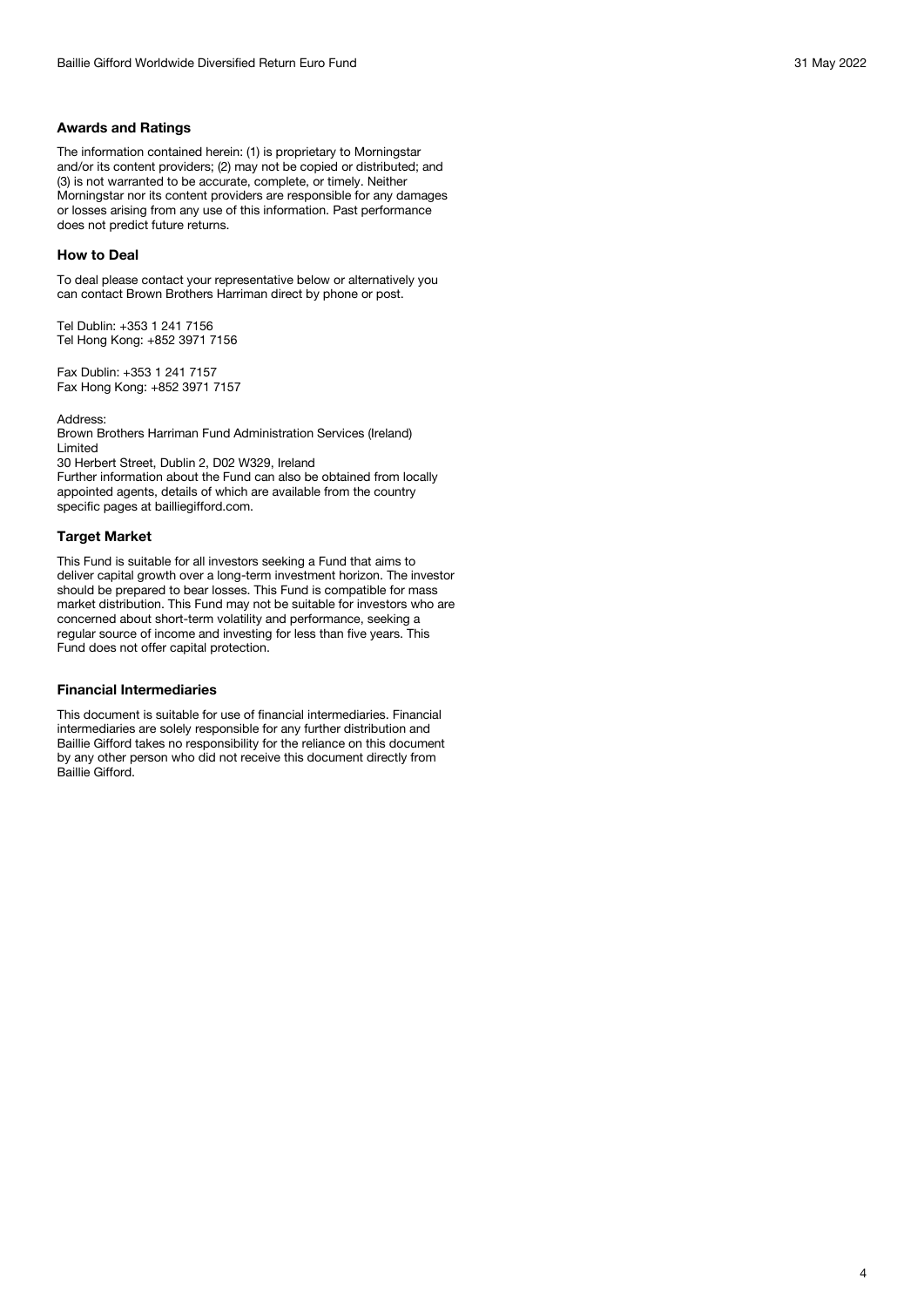### Awards and Ratings

The information contained herein: (1) is proprietary to Morningstar and/or its content providers; (2) may not be copied or distributed; and (3) is not warranted to be accurate, complete, or timely. Neither Morningstar nor its content providers are responsible for any damages or losses arising from any use of this information. Past performance does not predict future returns.

### How to Deal

To deal please contact your representative below or alternatively you can contact Brown Brothers Harriman direct by phone or post.

Tel Dublin: +353 1 241 7156
Tel Hong Kong: +852 3971 7156

Fax Dublin: +353 1 241 7157
Fax Hong Kong: +852 3971 7157

Address:
Brown Brothers Harriman Fund Administration Services (Ireland) Limited
30 Herbert Street, Dublin 2, D02 W329, Ireland
Further information about the Fund can also be obtained from locally appointed agents, details of which are available from the country specific pages at bailliegifford.com.

### Target Market

This Fund is suitable for all investors seeking a Fund that aims to deliver capital growth over a long-term investment horizon. The investor should be prepared to bear losses. This Fund is compatible for mass market distribution. This Fund may not be suitable for investors who are concerned about short-term volatility and performance, seeking a regular source of income and investing for less than five years. This Fund does not offer capital protection.

### Financial Intermediaries

This document is suitable for use of financial intermediaries. Financial intermediaries are solely responsible for any further distribution and Baillie Gifford takes no responsibility for the reliance on this document by any other person who did not receive this document directly from Baillie Gifford.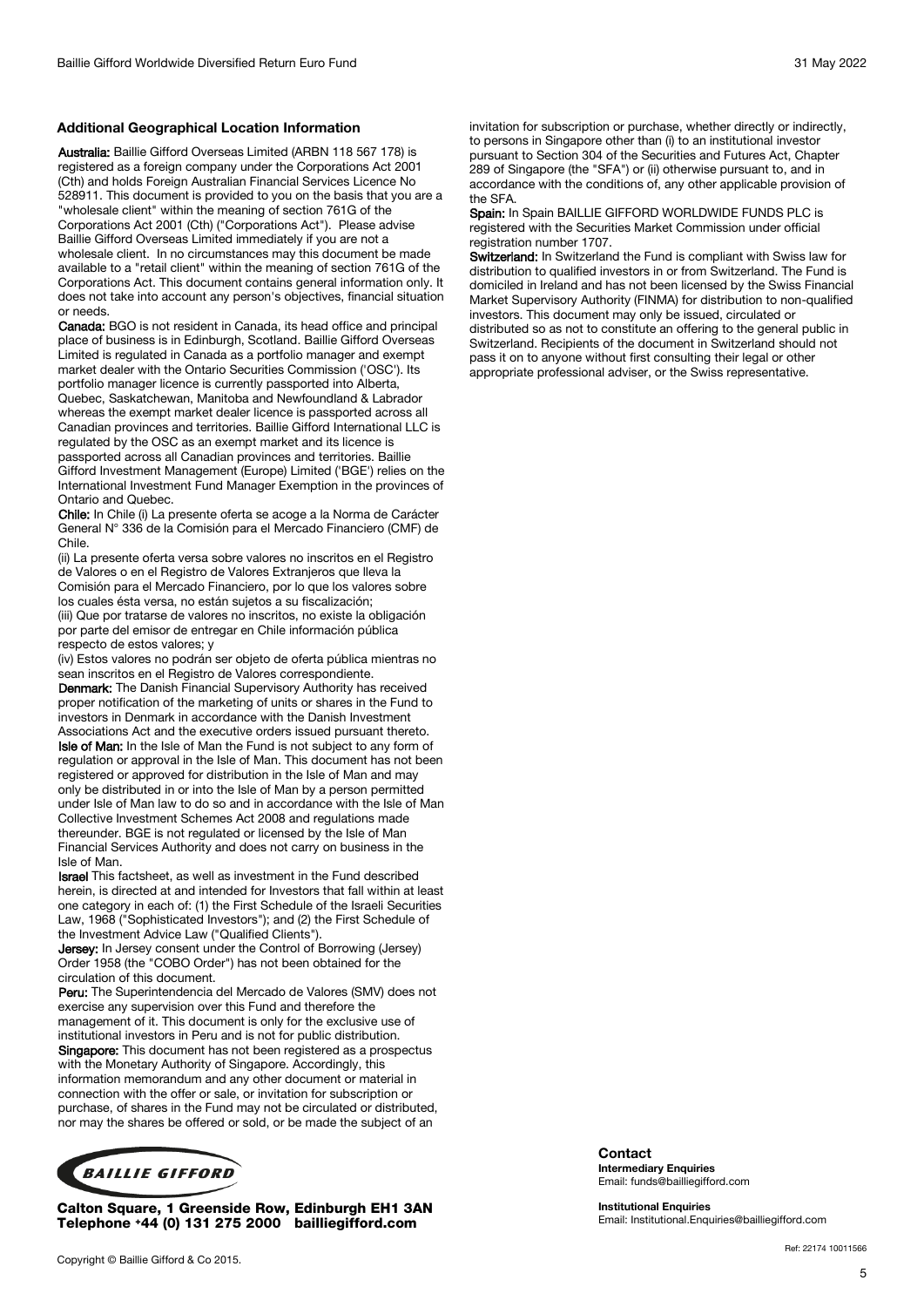### Additional Geographical Location Information

**Australia:** Baillie Gifford Overseas Limited (ARBN 118 567 178) is registered as a foreign company under the Corporations Act 2001 (Cth) and holds Foreign Australian Financial Services Licence No 528911. This document is provided to you on the basis that you are a "wholesale client" within the meaning of section 761G of the Corporations Act 2001 (Cth) ("Corporations Act"). Please advise Baillie Gifford Overseas Limited immediately if you are not a wholesale client. In no circumstances may this document be made available to a "retail client" within the meaning of section 761G of the Corporations Act. This document contains general information only. It does not take into account any person's objectives, financial situation or needs.

**Canada:** BGO is not resident in Canada, its head office and principal place of business is in Edinburgh, Scotland. Baillie Gifford Overseas Limited is regulated in Canada as a portfolio manager and exempt market dealer with the Ontario Securities Commission ('OSC'). Its portfolio manager licence is currently passported into Alberta, Quebec, Saskatchewan, Manitoba and Newfoundland & Labrador whereas the exempt market dealer licence is passported across all Canadian provinces and territories. Baillie Gifford International LLC is regulated by the OSC as an exempt market and its licence is passported across all Canadian provinces and territories. Baillie Gifford Investment Management (Europe) Limited ('BGE') relies on the International Investment Fund Manager Exemption in the provinces of Ontario and Quebec.

**Chile:** In Chile (i) La presente oferta se acoge a la Norma de Carácter General N° 336 de la Comisión para el Mercado Financiero (CMF) de Chile.
(ii) La presente oferta versa sobre valores no inscritos en el Registro de Valores o en el Registro de Valores Extranjeros que lleva la Comisión para el Mercado Financiero, por lo que los valores sobre los cuales ésta versa, no están sujetos a su fiscalización;
(iii) Que por tratarse de valores no inscritos, no existe la obligación por parte del emisor de entregar en Chile información pública respecto de estos valores; y
(iv) Estos valores no podrán ser objeto de oferta pública mientras no sean inscritos en el Registro de Valores correspondiente.

**Denmark:** The Danish Financial Supervisory Authority has received proper notification of the marketing of units or shares in the Fund to investors in Denmark in accordance with the Danish Investment Associations Act and the executive orders issued pursuant thereto.

**Isle of Man:** In the Isle of Man the Fund is not subject to any form of regulation or approval in the Isle of Man. This document has not been registered or approved for distribution in the Isle of Man and may only be distributed in or into the Isle of Man by a person permitted under Isle of Man law to do so and in accordance with the Isle of Man Collective Investment Schemes Act 2008 and regulations made thereunder. BGE is not regulated or licensed by the Isle of Man Financial Services Authority and does not carry on business in the Isle of Man.

**Israel** This factsheet, as well as investment in the Fund described herein, is directed at and intended for Investors that fall within at least one category in each of: (1) the First Schedule of the Israeli Securities Law, 1968 ("Sophisticated Investors"); and (2) the First Schedule of the Investment Advice Law ("Qualified Clients").

**Jersey:** In Jersey consent under the Control of Borrowing (Jersey) Order 1958 (the "COBO Order") has not been obtained for the circulation of this document.

**Peru:** The Superintendencia del Mercado de Valores (SMV) does not exercise any supervision over this Fund and therefore the management of it. This document is only for the exclusive use of institutional investors in Peru and is not for public distribution.

**Singapore:** This document has not been registered as a prospectus with the Monetary Authority of Singapore. Accordingly, this information memorandum and any other document or material in connection with the offer or sale, or invitation for subscription or purchase, of shares in the Fund may not be circulated or distributed, nor may the shares be offered or sold, or be made the subject of an invitation for subscription or purchase, whether directly or indirectly, to persons in Singapore other than (i) to an institutional investor pursuant to Section 304 of the Securities and Futures Act, Chapter 289 of Singapore (the "SFA") or (ii) otherwise pursuant to, and in accordance with the conditions of, any other applicable provision of the SFA.

**Spain:** In Spain BAILLIE GIFFORD WORLDWIDE FUNDS PLC is registered with the Securities Market Commission under official registration number 1707.

**Switzerland:** In Switzerland the Fund is compliant with Swiss law for distribution to qualified investors in or from Switzerland. The Fund is domiciled in Ireland and has not been licensed by the Swiss Financial Market Supervisory Authority (FINMA) for distribution to non-qualified investors. This document may only be issued, circulated or distributed so as not to constitute an offering to the general public in Switzerland. Recipients of the document in Switzerland should not pass it on to anyone without first consulting their legal or other appropriate professional adviser, or the Swiss representative.

BAILLIE GIFFORD

**Calton Square, 1 Greenside Row, Edinburgh EH1 3AN**
**Telephone +44 (0) 131 275 2000 bailliegifford.com**

**Contact**

**Intermediary Enquiries**
Email: funds@bailliegifford.com

**Institutional Enquiries**
Email: Institutional.Enquiries@bailliegifford.com

Ref: 22174 10011566

Copyright © Baillie Gifford & Co 2015.